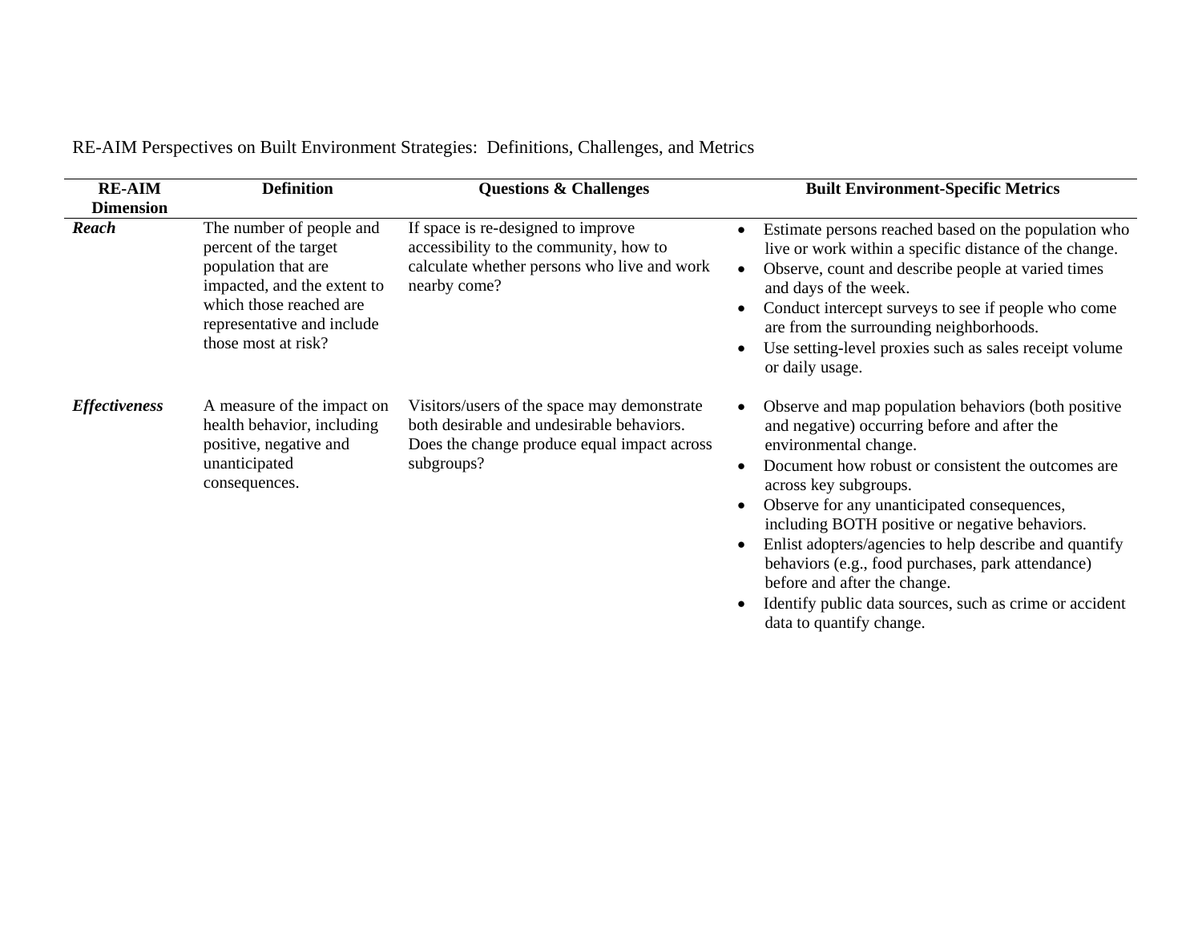RE-AIM Perspectives on Built Environment Strategies: Definitions, Challenges, and Metrics

| RE-AIM Dimension | Definition | Questions & Challenges | Built Environment-Specific Metrics |
|---|---|---|---|
| ***Reach*** | The number of people and percent of the target population that are impacted, and the extent to which those reached are representative and include those most at risk? | If space is re-designed to improve accessibility to the community, how to calculate whether persons who live and work nearby come? | • Estimate persons reached based on the population who live or work within a specific distance of the change.<br>• Observe, count and describe people at varied times and days of the week.<br>• Conduct intercept surveys to see if people who come are from the surrounding neighborhoods.<br>• Use setting-level proxies such as sales receipt volume or daily usage. |
| ***Effectiveness*** | A measure of the impact on health behavior, including positive, negative and unanticipated consequences. | Visitors/users of the space may demonstrate both desirable and undesirable behaviors. Does the change produce equal impact across subgroups? | • Observe and map population behaviors (both positive and negative) occurring before and after the environmental change.<br>• Document how robust or consistent the outcomes are across key subgroups.<br>• Observe for any unanticipated consequences, including BOTH positive or negative behaviors.<br>• Enlist adopters/agencies to help describe and quantify behaviors (e.g., food purchases, park attendance) before and after the change.<br>• Identify public data sources, such as crime or accident data to quantify change. |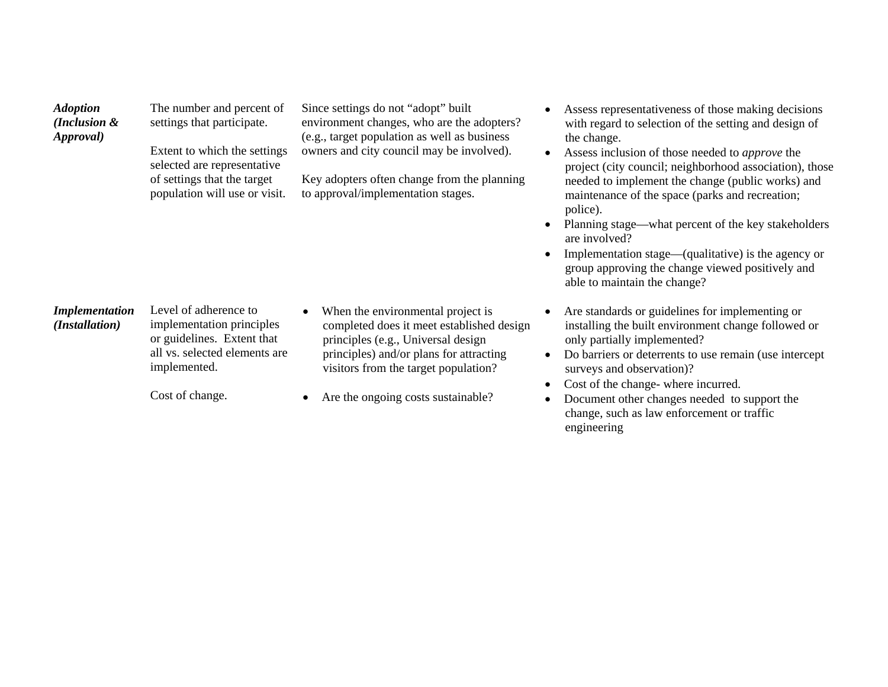| | | | |
|---|---|---|---|
| ***Adoption (Inclusion & Approval)*** | The number and percent of settings that participate.<br><br>Extent to which the settings selected are representative of settings that the target population will use or visit. | Since settings do not "adopt" built environment changes, who are the adopters? (e.g., target population as well as business owners and city council may be involved).<br><br>Key adopters often change from the planning to approval/implementation stages. | • Assess representativeness of those making decisions with regard to selection of the setting and design of the change.<br>• Assess inclusion of those needed to *approve* the project (city council; neighborhood association), those needed to implement the change (public works) and maintenance of the space (parks and recreation; police).<br>• Planning stage—what percent of the key stakeholders are involved?<br>• Implementation stage—(qualitative) is the agency or group approving the change viewed positively and able to maintain the change? |
| ***Implementation (Installation)*** | Level of adherence to implementation principles or guidelines. Extent that all vs. selected elements are implemented.<br><br>Cost of change. | • When the environmental project is completed does it meet established design principles (e.g., Universal design principles) and/or plans for attracting visitors from the target population?<br><br>• Are the ongoing costs sustainable? | • Are standards or guidelines for implementing or installing the built environment change followed or only partially implemented?<br>• Do barriers or deterrents to use remain (use intercept surveys and observation)?<br>• Cost of the change- where incurred.<br>• Document other changes needed to support the change, such as law enforcement or traffic engineering |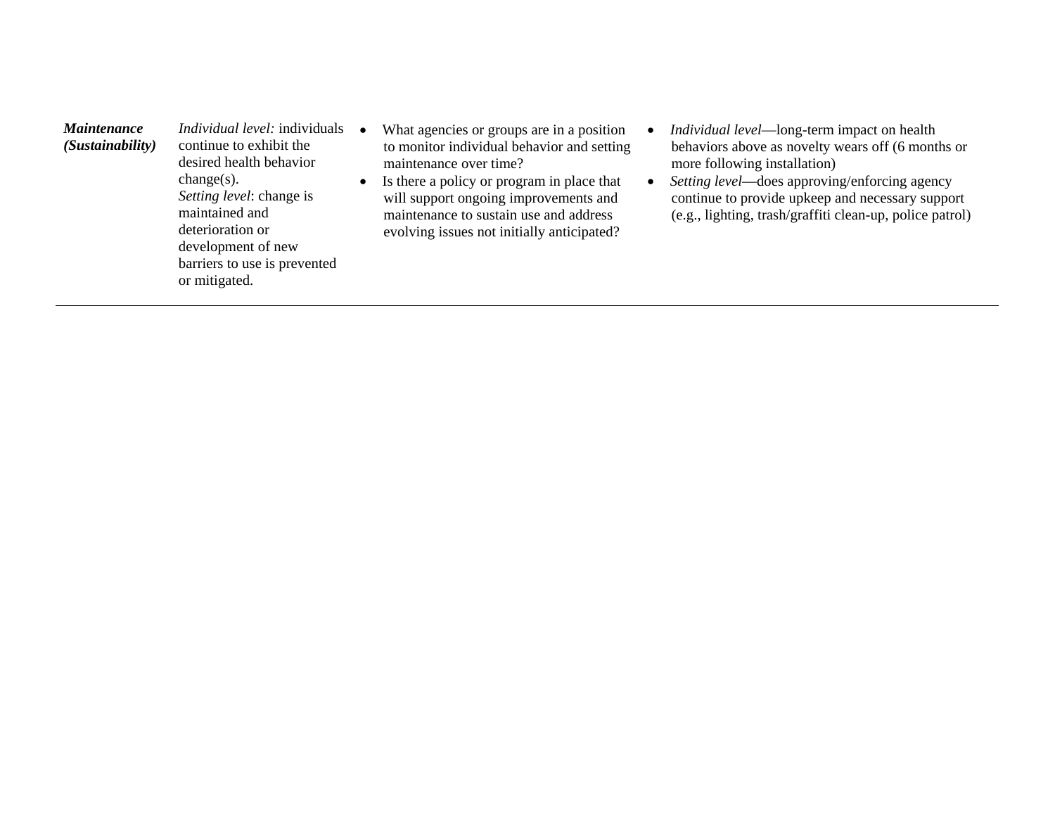| | | | |
|---|---|---|---|
| ***Maintenance (Sustainability)*** | *Individual level:* individuals continue to exhibit the desired health behavior change(s). *Setting level*: change is maintained and deterioration or development of new barriers to use is prevented or mitigated. | • What agencies or groups are in a position to monitor individual behavior and setting maintenance over time? • Is there a policy or program in place that will support ongoing improvements and maintenance to sustain use and address evolving issues not initially anticipated? | • *Individual level*—long-term impact on health behaviors above as novelty wears off (6 months or more following installation) • *Setting level*—does approving/enforcing agency continue to provide upkeep and necessary support (e.g., lighting, trash/graffiti clean-up, police patrol) |